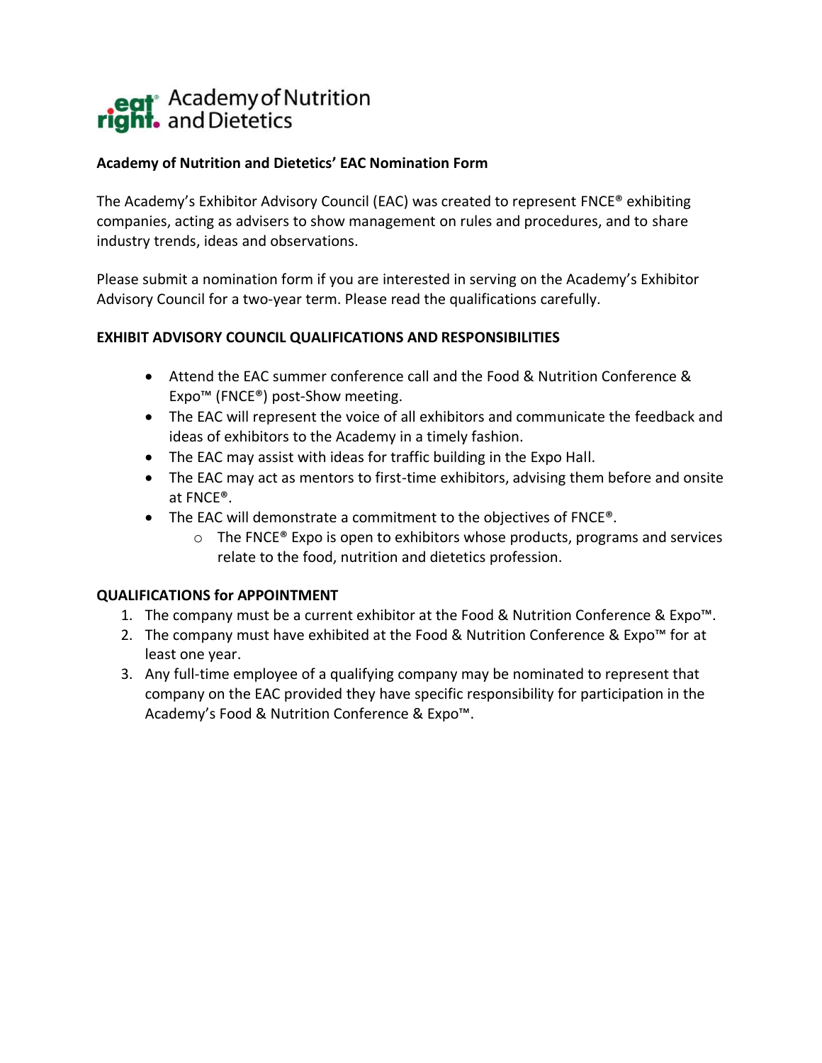Academy of Nutrition and Dietetics

## Academy of Nutrition and Dietetics' EAC Nomination Form

The Academy's Exhibitor Advisory Council (EAC) was created to represent FNCE® exhibiting companies, acting as advisers to show management on rules and procedures, and to share industry trends, ideas and observations.

Please submit a nomination form if you are interested in serving on the Academy's Exhibitor Advisory Council for a two-year term. Please read the qualifications carefully.

### EXHIBIT ADVISORY COUNCIL QUALIFICATIONS AND RESPONSIBILITIES

- Attend the EAC summer conference call and the Food & Nutrition Conference & Expo™ (FNCE®) post-Show meeting.
- The EAC will represent the voice of all exhibitors and communicate the feedback and ideas of exhibitors to the Academy in a timely fashion.
- The EAC may assist with ideas for traffic building in the Expo Hall.
- The EAC may act as mentors to first-time exhibitors, advising them before and onsite at FNCE®.
- The EAC will demonstrate a commitment to the objectives of FNCE®.
    - The FNCE® Expo is open to exhibitors whose products, programs and services relate to the food, nutrition and dietetics profession.

### QUALIFICATIONS for APPOINTMENT

1. The company must be a current exhibitor at the Food & Nutrition Conference & Expo™.
2. The company must have exhibited at the Food & Nutrition Conference & Expo™ for at least one year.
3. Any full-time employee of a qualifying company may be nominated to represent that company on the EAC provided they have specific responsibility for participation in the Academy's Food & Nutrition Conference & Expo™.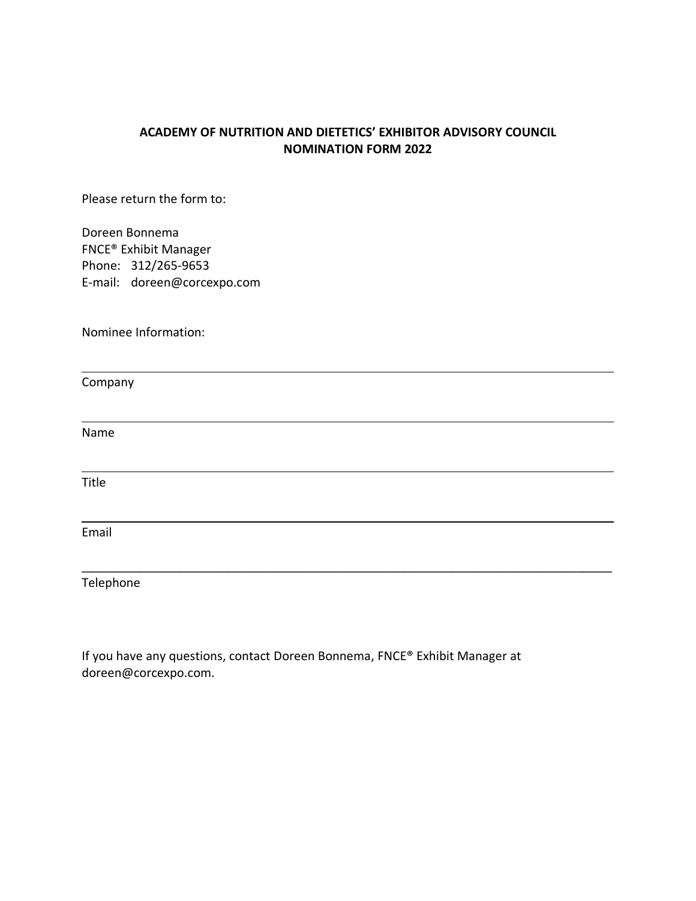**ACADEMY OF NUTRITION AND DIETETICS' EXHIBITOR ADVISORY COUNCIL**
**NOMINATION FORM 2022**

Please return the form to:

Doreen Bonnema
FNCE® Exhibit Manager
Phone: 312/265-9653
E-mail: doreen@corcexpo.com

Nominee Information:

_______________________________________________________________________________
Company

_______________________________________________________________________________
Name

_______________________________________________________________________________
Title

_______________________________________________________________________________
Email

_______________________________________________________________________________
Telephone

If you have any questions, contact Doreen Bonnema, FNCE® Exhibit Manager at doreen@corcexpo.com.